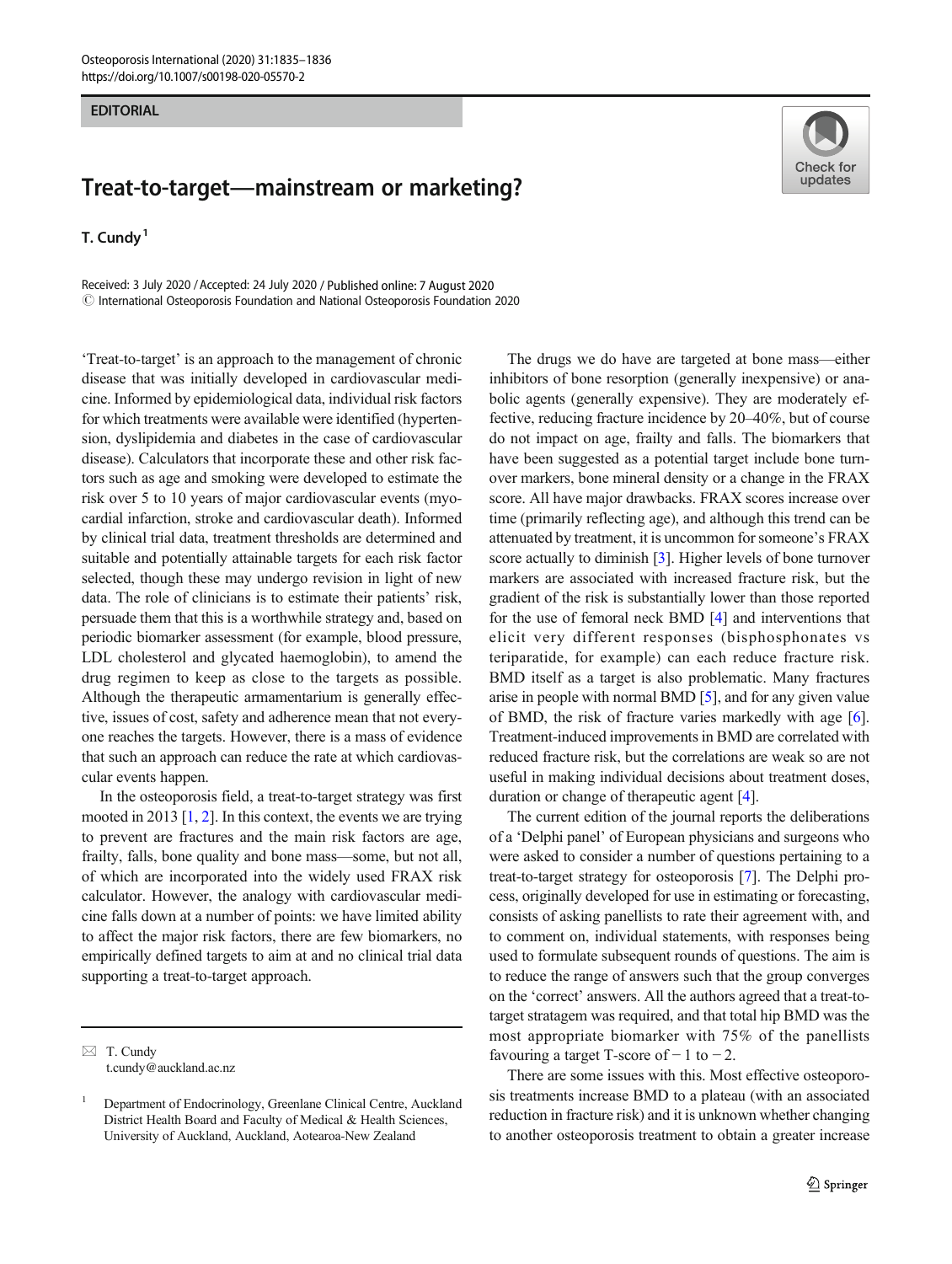EDITORIAL

# Treat-to-target—mainstream or marketing?

T. Cundy [1]

Received: 3 July 2020 / Accepted: 24 July 2020 / Published online: 7 August 2020
© International Osteoporosis Foundation and National Osteoporosis Foundation 2020

'Treat-to-target' is an approach to the management of chronic disease that was initially developed in cardiovascular medicine. Informed by epidemiological data, individual risk factors for which treatments were available were identified (hypertension, dyslipidemia and diabetes in the case of cardiovascular disease). Calculators that incorporate these and other risk factors such as age and smoking were developed to estimate the risk over 5 to 10 years of major cardiovascular events (myocardial infarction, stroke and cardiovascular death). Informed by clinical trial data, treatment thresholds are determined and suitable and potentially attainable targets for each risk factor selected, though these may undergo revision in light of new data. The role of clinicians is to estimate their patients' risk, persuade them that this is a worthwhile strategy and, based on periodic biomarker assessment (for example, blood pressure, LDL cholesterol and glycated haemoglobin), to amend the drug regimen to keep as close to the targets as possible. Although the therapeutic armamentarium is generally effective, issues of cost, safety and adherence mean that not everyone reaches the targets. However, there is a mass of evidence that such an approach can reduce the rate at which cardiovascular events happen.

In the osteoporosis field, a treat-to-target strategy was first mooted in 2013 [1, 2]. In this context, the events we are trying to prevent are fractures and the main risk factors are age, frailty, falls, bone quality and bone mass—some, but not all, of which are incorporated into the widely used FRAX risk calculator. However, the analogy with cardiovascular medicine falls down at a number of points: we have limited ability to affect the major risk factors, there are few biomarkers, no empirically defined targets to aim at and no clinical trial data supporting a treat-to-target approach.

The drugs we do have are targeted at bone mass—either inhibitors of bone resorption (generally inexpensive) or anabolic agents (generally expensive). They are moderately effective, reducing fracture incidence by 20–40%, but of course do not impact on age, frailty and falls. The biomarkers that have been suggested as a potential target include bone turnover markers, bone mineral density or a change in the FRAX score. All have major drawbacks. FRAX scores increase over time (primarily reflecting age), and although this trend can be attenuated by treatment, it is uncommon for someone's FRAX score actually to diminish [3]. Higher levels of bone turnover markers are associated with increased fracture risk, but the gradient of the risk is substantially lower than those reported for the use of femoral neck BMD [4] and interventions that elicit very different responses (bisphosphonates vs teriparatide, for example) can each reduce fracture risk. BMD itself as a target is also problematic. Many fractures arise in people with normal BMD [5], and for any given value of BMD, the risk of fracture varies markedly with age [6]. Treatment-induced improvements in BMD are correlated with reduced fracture risk, but the correlations are weak so are not useful in making individual decisions about treatment doses, duration or change of therapeutic agent [4].

The current edition of the journal reports the deliberations of a 'Delphi panel' of European physicians and surgeons who were asked to consider a number of questions pertaining to a treat-to-target strategy for osteoporosis [7]. The Delphi process, originally developed for use in estimating or forecasting, consists of asking panellists to rate their agreement with, and to comment on, individual statements, with responses being used to formulate subsequent rounds of questions. The aim is to reduce the range of answers such that the group converges on the 'correct' answers. All the authors agreed that a treat-to-target stratagem was required, and that total hip BMD was the most appropriate biomarker with 75% of the panellists favouring a target T-score of − 1 to − 2.

There are some issues with this. Most effective osteoporosis treatments increase BMD to a plateau (with an associated reduction in fracture risk) and it is unknown whether changing to another osteoporosis treatment to obtain a greater increase

---

T. Cundy
t.cundy@auckland.ac.nz

[1] Department of Endocrinology, Greenlane Clinical Centre, Auckland District Health Board and Faculty of Medical & Health Sciences, University of Auckland, Auckland, Aotearoa-New Zealand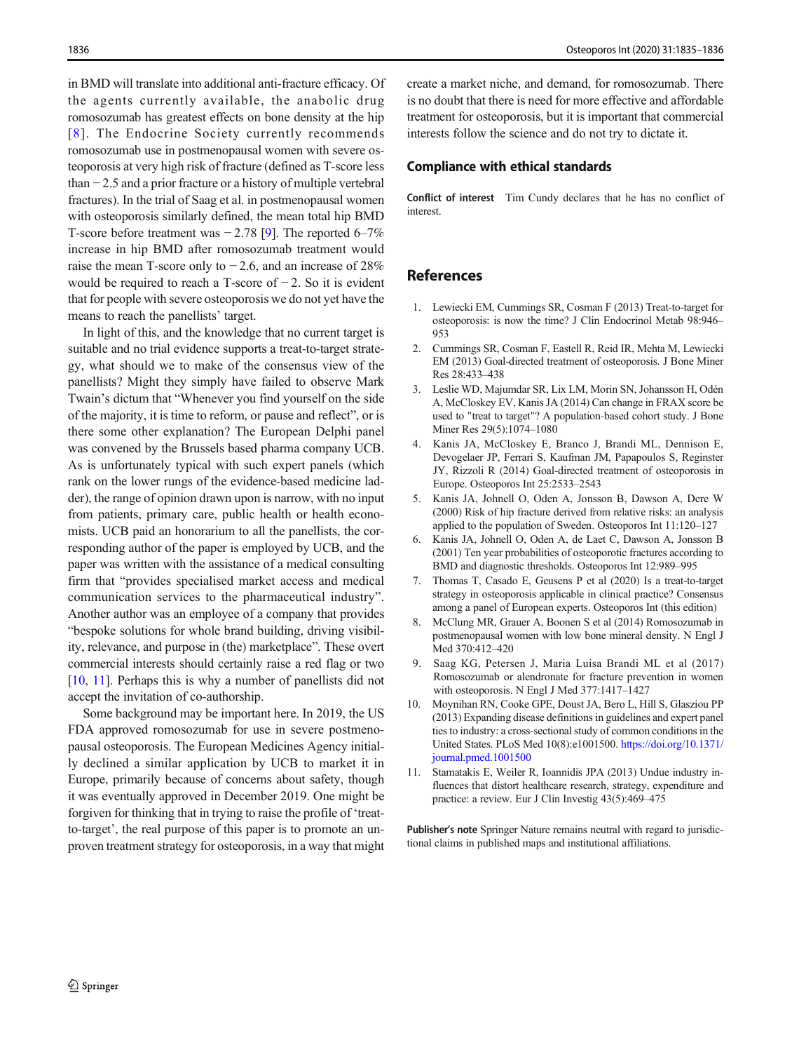in BMD will translate into additional anti-fracture efficacy. Of the agents currently available, the anabolic drug romosozumab has greatest effects on bone density at the hip [8]. The Endocrine Society currently recommends romosozumab use in postmenopausal women with severe osteoporosis at very high risk of fracture (defined as T-score less than − 2.5 and a prior fracture or a history of multiple vertebral fractures). In the trial of Saag et al. in postmenopausal women with osteoporosis similarly defined, the mean total hip BMD T-score before treatment was − 2.78 [9]. The reported 6–7% increase in hip BMD after romosozumab treatment would raise the mean T-score only to − 2.6, and an increase of 28% would be required to reach a T-score of − 2. So it is evident that for people with severe osteoporosis we do not yet have the means to reach the panellists' target.

In light of this, and the knowledge that no current target is suitable and no trial evidence supports a treat-to-target strategy, what should we to make of the consensus view of the panellists? Might they simply have failed to observe Mark Twain's dictum that "Whenever you find yourself on the side of the majority, it is time to reform, or pause and reflect", or is there some other explanation? The European Delphi panel was convened by the Brussels based pharma company UCB. As is unfortunately typical with such expert panels (which rank on the lower rungs of the evidence-based medicine ladder), the range of opinion drawn upon is narrow, with no input from patients, primary care, public health or health economists. UCB paid an honorarium to all the panellists, the corresponding author of the paper is employed by UCB, and the paper was written with the assistance of a medical consulting firm that "provides specialised market access and medical communication services to the pharmaceutical industry". Another author was an employee of a company that provides "bespoke solutions for whole brand building, driving visibility, relevance, and purpose in (the) marketplace". These overt commercial interests should certainly raise a red flag or two [10, 11]. Perhaps this is why a number of panellists did not accept the invitation of co-authorship.

Some background may be important here. In 2019, the US FDA approved romosozumab for use in severe postmenopausal osteoporosis. The European Medicines Agency initially declined a similar application by UCB to market it in Europe, primarily because of concerns about safety, though it was eventually approved in December 2019. One might be forgiven for thinking that in trying to raise the profile of 'treat-to-target', the real purpose of this paper is to promote an unproven treatment strategy for osteoporosis, in a way that might create a market niche, and demand, for romosozumab. There is no doubt that there is need for more effective and affordable treatment for osteoporosis, but it is important that commercial interests follow the science and do not try to dictate it.

## Compliance with ethical standards

**Conflict of interest** Tim Cundy declares that he has no conflict of interest.

## References

1. Lewiecki EM, Cummings SR, Cosman F (2013) Treat-to-target for osteoporosis: is now the time? J Clin Endocrinol Metab 98:946–953
2. Cummings SR, Cosman F, Eastell R, Reid IR, Mehta M, Lewiecki EM (2013) Goal-directed treatment of osteoporosis. J Bone Miner Res 28:433–438
3. Leslie WD, Majumdar SR, Lix LM, Morin SN, Johansson H, Odén A, McCloskey EV, Kanis JA (2014) Can change in FRAX score be used to "treat to target"? A population-based cohort study. J Bone Miner Res 29(5):1074–1080
4. Kanis JA, McCloskey E, Branco J, Brandi ML, Dennison E, Devogelaer JP, Ferrari S, Kaufman JM, Papapoulos S, Reginster JY, Rizzoli R (2014) Goal-directed treatment of osteoporosis in Europe. Osteoporos Int 25:2533–2543
5. Kanis JA, Johnell O, Oden A, Jonsson B, Dawson A, Dere W (2000) Risk of hip fracture derived from relative risks: an analysis applied to the population of Sweden. Osteoporos Int 11:120–127
6. Kanis JA, Johnell O, Oden A, de Laet C, Dawson A, Jonsson B (2001) Ten year probabilities of osteoporotic fractures according to BMD and diagnostic thresholds. Osteoporos Int 12:989–995
7. Thomas T, Casado E, Geusens P et al (2020) Is a treat-to-target strategy in osteoporosis applicable in clinical practice? Consensus among a panel of European experts. Osteoporos Int (this edition)
8. McClung MR, Grauer A, Boonen S et al (2014) Romosozumab in postmenopausal women with low bone mineral density. N Engl J Med 370:412–420
9. Saag KG, Petersen J, Maria Luisa Brandi ML et al (2017) Romosozumab or alendronate for fracture prevention in women with osteoporosis. N Engl J Med 377:1417–1427
10. Moynihan RN, Cooke GPE, Doust JA, Bero L, Hill S, Glasziou PP (2013) Expanding disease definitions in guidelines and expert panel ties to industry: a cross-sectional study of common conditions in the United States. PLoS Med 10(8):e1001500. https://doi.org/10.1371/journal.pmed.1001500
11. Stamatakis E, Weiler R, Ioannidis JPA (2013) Undue industry influences that distort healthcare research, strategy, expenditure and practice: a review. Eur J Clin Investig 43(5):469–475

**Publisher's note** Springer Nature remains neutral with regard to jurisdictional claims in published maps and institutional affiliations.